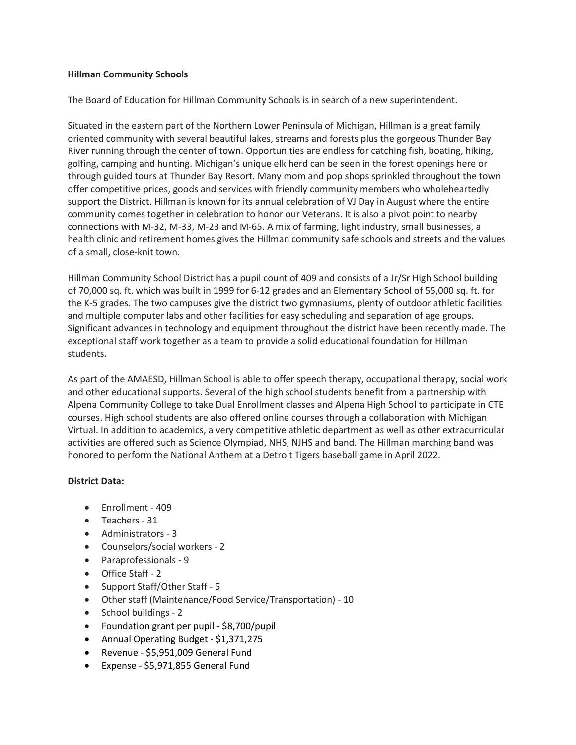**Hillman Community Schools**

The Board of Education for Hillman Community Schools is in search of a new superintendent.

Situated in the eastern part of the Northern Lower Peninsula of Michigan, Hillman is a great family oriented community with several beautiful lakes, streams and forests plus the gorgeous Thunder Bay River running through the center of town. Opportunities are endless for catching fish, boating, hiking, golfing, camping and hunting. Michigan's unique elk herd can be seen in the forest openings here or through guided tours at Thunder Bay Resort. Many mom and pop shops sprinkled throughout the town offer competitive prices, goods and services with friendly community members who wholeheartedly support the District. Hillman is known for its annual celebration of VJ Day in August where the entire community comes together in celebration to honor our Veterans. It is also a pivot point to nearby connections with M-32, M-33, M-23 and M-65. A mix of farming, light industry, small businesses, a health clinic and retirement homes gives the Hillman community safe schools and streets and the values of a small, close-knit town.

Hillman Community School District has a pupil count of 409 and consists of a Jr/Sr High School building of 70,000 sq. ft. which was built in 1999 for 6-12 grades and an Elementary School of 55,000 sq. ft. for the K-5 grades. The two campuses give the district two gymnasiums, plenty of outdoor athletic facilities and multiple computer labs and other facilities for easy scheduling and separation of age groups. Significant advances in technology and equipment throughout the district have been recently made. The exceptional staff work together as a team to provide a solid educational foundation for Hillman students.

As part of the AMAESD, Hillman School is able to offer speech therapy, occupational therapy, social work and other educational supports. Several of the high school students benefit from a partnership with Alpena Community College to take Dual Enrollment classes and Alpena High School to participate in CTE courses. High school students are also offered online courses through a collaboration with Michigan Virtual. In addition to academics, a very competitive athletic department as well as other extracurricular activities are offered such as Science Olympiad, NHS, NJHS and band. The Hillman marching band was honored to perform the National Anthem at a Detroit Tigers baseball game in April 2022.

**District Data:**

- Enrollment - 409
- Teachers - 31
- Administrators - 3
- Counselors/social workers - 2
- Paraprofessionals - 9
- Office Staff - 2
- Support Staff/Other Staff - 5
- Other staff (Maintenance/Food Service/Transportation) - 10
- School buildings - 2
- Foundation grant per pupil - $8,700/pupil
- Annual Operating Budget - $1,371,275
- Revenue - $5,951,009 General Fund
- Expense - $5,971,855 General Fund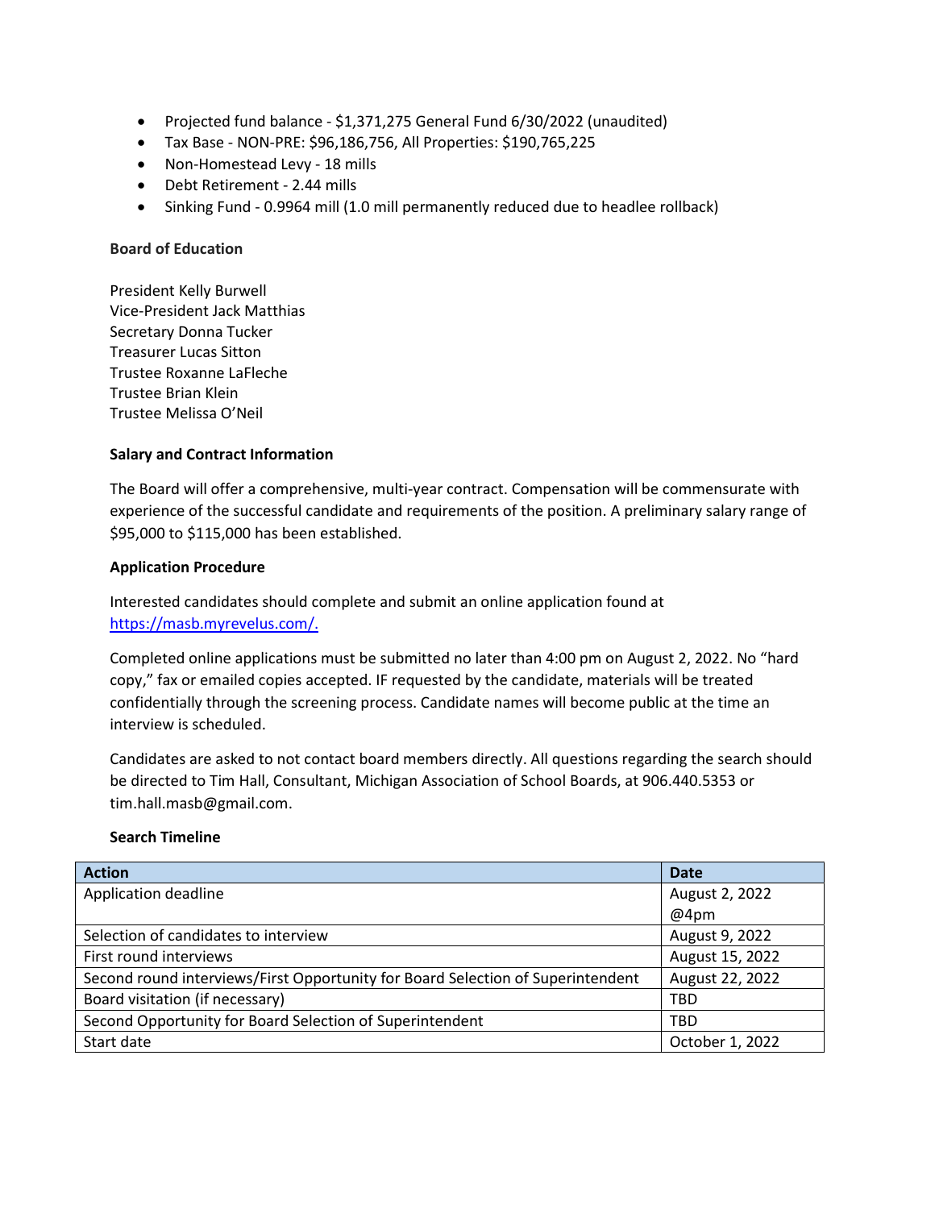- Projected fund balance - $1,371,275 General Fund 6/30/2022 (unaudited)
- Tax Base - NON-PRE: $96,186,756, All Properties: $190,765,225
- Non-Homestead Levy - 18 mills
- Debt Retirement - 2.44 mills
- Sinking Fund - 0.9964 mill (1.0 mill permanently reduced due to headlee rollback)

**Board of Education**

President Kelly Burwell
Vice-President Jack Matthias
Secretary Donna Tucker
Treasurer Lucas Sitton
Trustee Roxanne LaFleche
Trustee Brian Klein
Trustee Melissa O'Neil

**Salary and Contract Information**

The Board will offer a comprehensive, multi-year contract. Compensation will be commensurate with experience of the successful candidate and requirements of the position. A preliminary salary range of $95,000 to $115,000 has been established.

**Application Procedure**

Interested candidates should complete and submit an online application found at https://masb.myrevelus.com/.

Completed online applications must be submitted no later than 4:00 pm on August 2, 2022. No "hard copy," fax or emailed copies accepted. IF requested by the candidate, materials will be treated confidentially through the screening process. Candidate names will become public at the time an interview is scheduled.

Candidates are asked to not contact board members directly. All questions regarding the search should be directed to Tim Hall, Consultant, Michigan Association of School Boards, at 906.440.5353 or tim.hall.masb@gmail.com.

**Search Timeline**

| Action | Date |
|---|---|
| Application deadline | August 2, 2022 @4pm |
| Selection of candidates to interview | August 9, 2022 |
| First round interviews | August 15, 2022 |
| Second round interviews/First Opportunity for Board Selection of Superintendent | August 22, 2022 |
| Board visitation (if necessary) | TBD |
| Second Opportunity for Board Selection of Superintendent | TBD |
| Start date | October 1, 2022 |